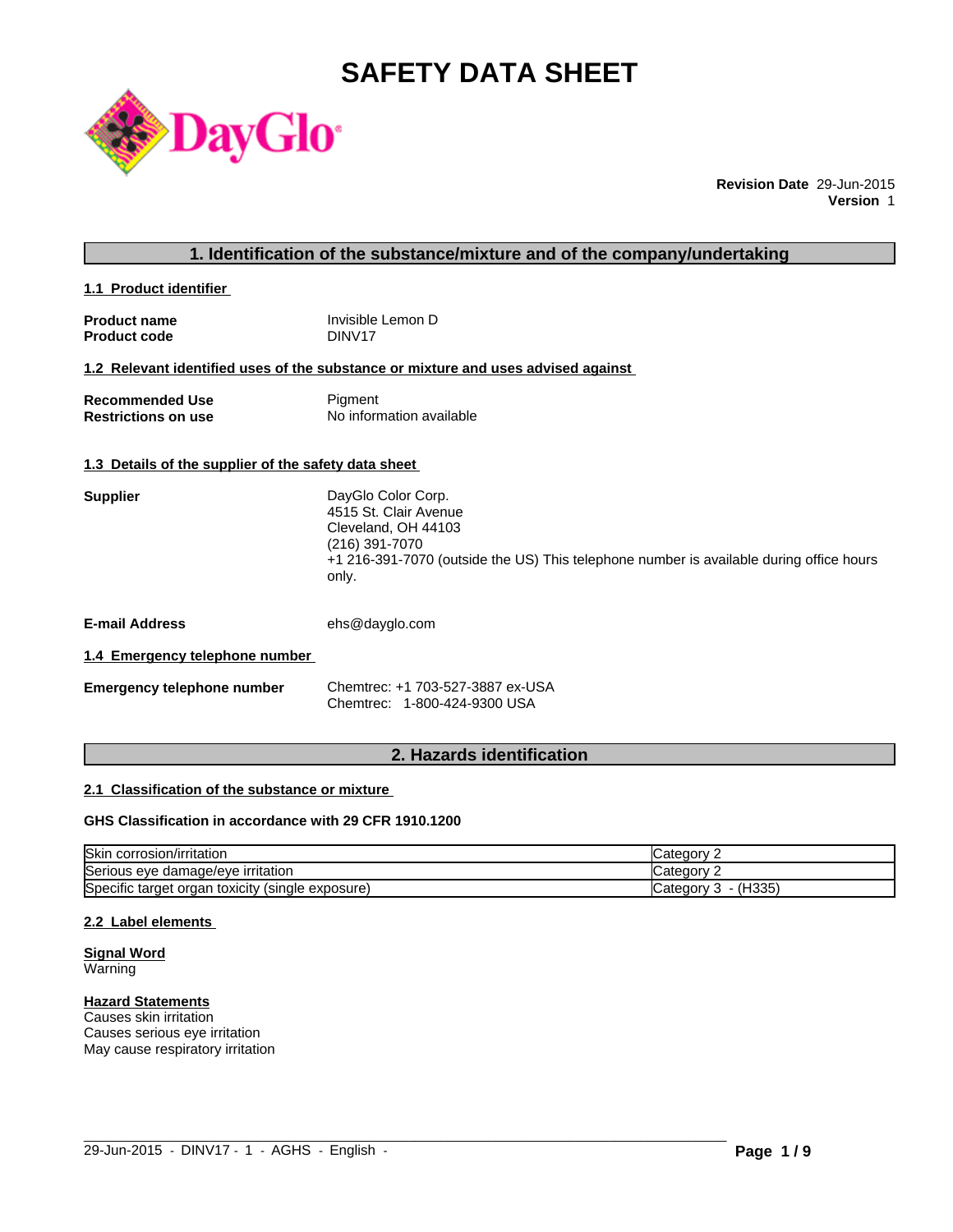# SAFETY DATA SHEET

**Revision Date** 29-Jun-2015
**Version** 1

## 1. Identification of the substance/mixture and of the company/undertaking

### 1.1 Product identifier

| | |
|---|---|
| **Product name** | Invisible Lemon D |
| **Product code** | DINV17 |

### 1.2 Relevant identified uses of the substance or mixture and uses advised against

| | |
|---|---|
| **Recommended Use** | Pigment |
| **Restrictions on use** | No information available |

### 1.3 Details of the supplier of the safety data sheet

**Supplier**

DayGlo Color Corp.
4515 St. Clair Avenue
Cleveland, OH 44103
(216) 391-7070
+1 216-391-7070 (outside the US) This telephone number is available during office hours only.

**E-mail Address** ehs@dayglo.com

### 1.4 Emergency telephone number

**Emergency telephone number**

Chemtrec: +1 703-527-3887 ex-USA
Chemtrec: 1-800-424-9300 USA

## 2. Hazards identification

### 2.1 Classification of the substance or mixture

**GHS Classification in accordance with 29 CFR 1910.1200**

| | |
|---|---|
| Skin corrosion/irritation | Category 2 |
| Serious eye damage/eye irritation | Category 2 |
| Specific target organ toxicity (single exposure) | Category 3 - (H335) |

### 2.2 Label elements

**Signal Word**
Warning

**Hazard Statements**
Causes skin irritation
Causes serious eye irritation
May cause respiratory irritation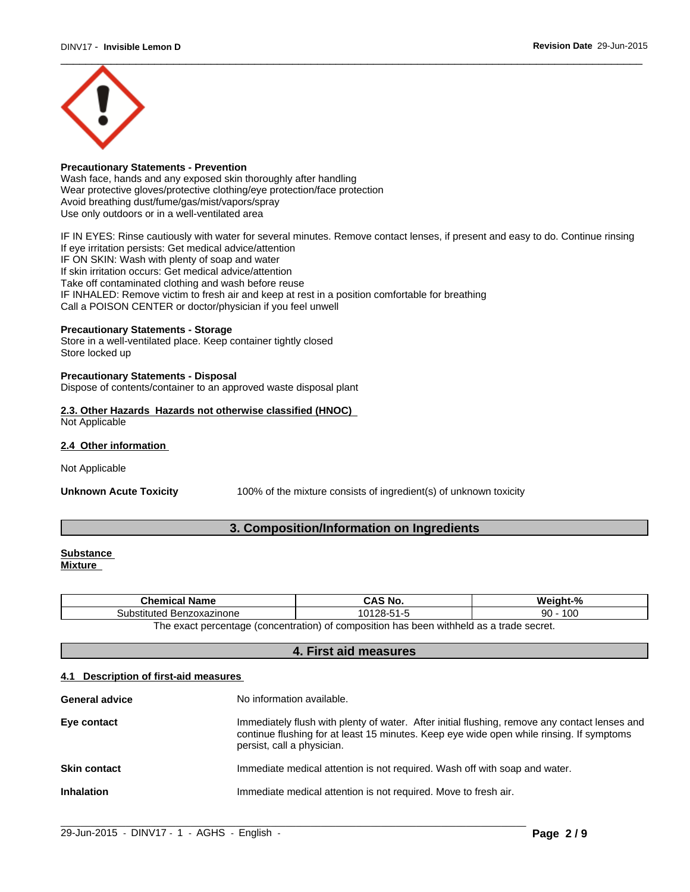**Precautionary Statements - Prevention**
Wash face, hands and any exposed skin thoroughly after handling
Wear protective gloves/protective clothing/eye protection/face protection
Avoid breathing dust/fume/gas/mist/vapors/spray
Use only outdoors or in a well-ventilated area

IF IN EYES: Rinse cautiously with water for several minutes. Remove contact lenses, if present and easy to do. Continue rinsing
If eye irritation persists: Get medical advice/attention
IF ON SKIN: Wash with plenty of soap and water
If skin irritation occurs: Get medical advice/attention
Take off contaminated clothing and wash before reuse
IF INHALED: Remove victim to fresh air and keep at rest in a position comfortable for breathing
Call a POISON CENTER or doctor/physician if you feel unwell

**Precautionary Statements - Storage**
Store in a well-ventilated place. Keep container tightly closed
Store locked up

**Precautionary Statements - Disposal**
Dispose of contents/container to an approved waste disposal plant

**2.3. Other Hazards Hazards not otherwise classified (HNOC)**
Not Applicable

**2.4 Other information**

Not Applicable

**Unknown Acute Toxicity** 100% of the mixture consists of ingredient(s) of unknown toxicity

## 3. Composition/Information on Ingredients

**Substance**
**Mixture**

| Chemical Name | CAS No. | Weight-% |
|---|---|---|
| Substituted Benzoxazinone | 10128-51-5 | 90 - 100 |

The exact percentage (concentration) of composition has been withheld as a trade secret.

## 4. First aid measures

**4.1 Description of first-aid measures**

**General advice** No information available.

**Eye contact** Immediately flush with plenty of water. After initial flushing, remove any contact lenses and continue flushing for at least 15 minutes. Keep eye wide open while rinsing. If symptoms persist, call a physician.

**Skin contact** Immediate medical attention is not required. Wash off with soap and water.

**Inhalation** Immediate medical attention is not required. Move to fresh air.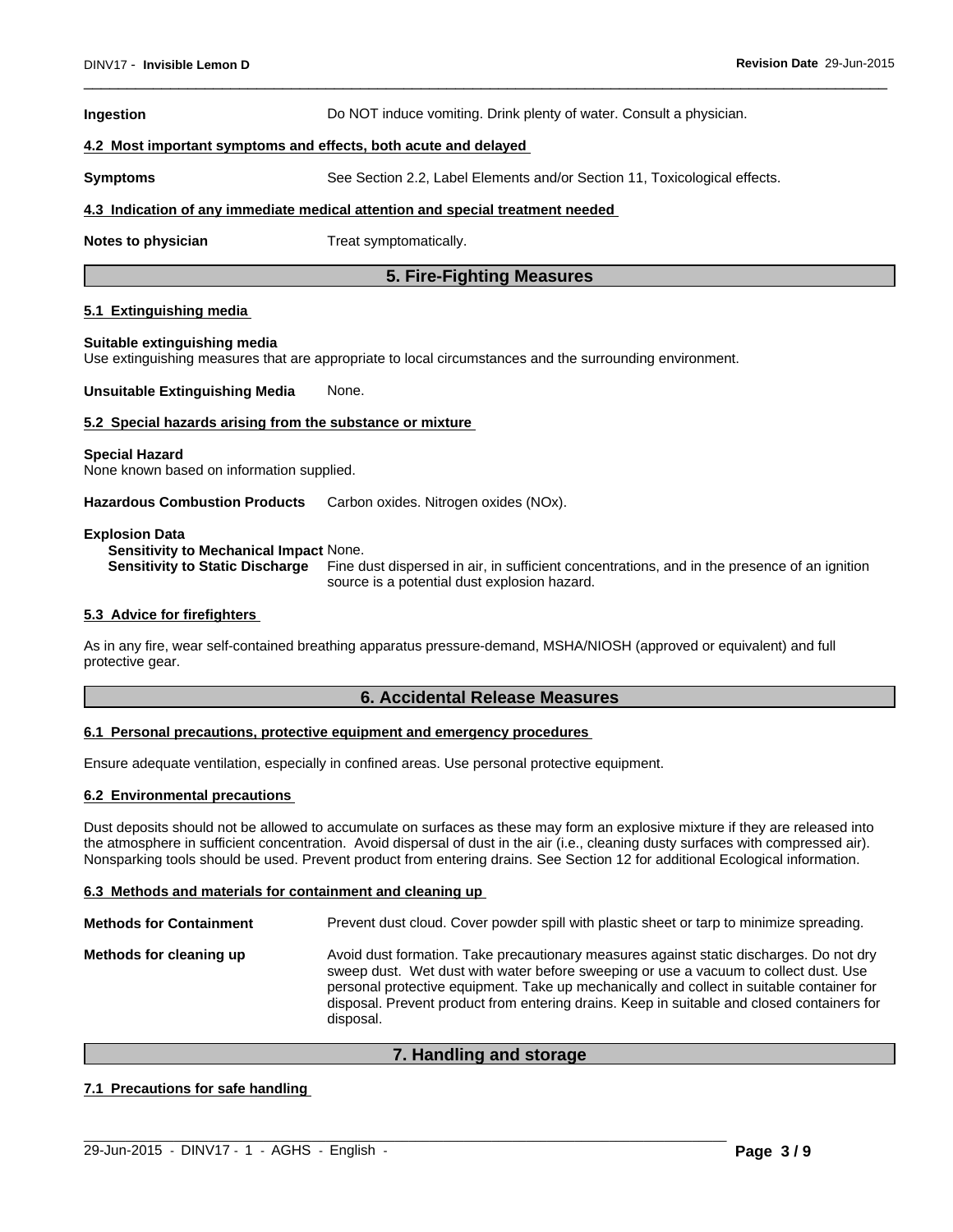**Ingestion** Do NOT induce vomiting. Drink plenty of water. Consult a physician.

**4.2 Most important symptoms and effects, both acute and delayed**

**Symptoms** See Section 2.2, Label Elements and/or Section 11, Toxicological effects.

**4.3 Indication of any immediate medical attention and special treatment needed**

**Notes to physician** Treat symptomatically.

## 5. Fire-Fighting Measures

**5.1 Extinguishing media**

**Suitable extinguishing media**
Use extinguishing measures that are appropriate to local circumstances and the surrounding environment.

**Unsuitable Extinguishing Media** None.

**5.2 Special hazards arising from the substance or mixture**

**Special Hazard**
None known based on information supplied.

**Hazardous Combustion Products** Carbon oxides. Nitrogen oxides (NOx).

**Explosion Data**
**Sensitivity to Mechanical Impact** None.
**Sensitivity to Static Discharge** Fine dust dispersed in air, in sufficient concentrations, and in the presence of an ignition source is a potential dust explosion hazard.

**5.3 Advice for firefighters**

As in any fire, wear self-contained breathing apparatus pressure-demand, MSHA/NIOSH (approved or equivalent) and full protective gear.

## 6. Accidental Release Measures

**6.1 Personal precautions, protective equipment and emergency procedures**

Ensure adequate ventilation, especially in confined areas. Use personal protective equipment.

**6.2 Environmental precautions**

Dust deposits should not be allowed to accumulate on surfaces as these may form an explosive mixture if they are released into the atmosphere in sufficient concentration. Avoid dispersal of dust in the air (i.e., cleaning dusty surfaces with compressed air). Nonsparking tools should be used. Prevent product from entering drains. See Section 12 for additional Ecological information.

**6.3 Methods and materials for containment and cleaning up**

**Methods for Containment** Prevent dust cloud. Cover powder spill with plastic sheet or tarp to minimize spreading.

**Methods for cleaning up** Avoid dust formation. Take precautionary measures against static discharges. Do not dry sweep dust. Wet dust with water before sweeping or use a vacuum to collect dust. Use personal protective equipment. Take up mechanically and collect in suitable container for disposal. Prevent product from entering drains. Keep in suitable and closed containers for disposal.

## 7. Handling and storage

**7.1 Precautions for safe handling**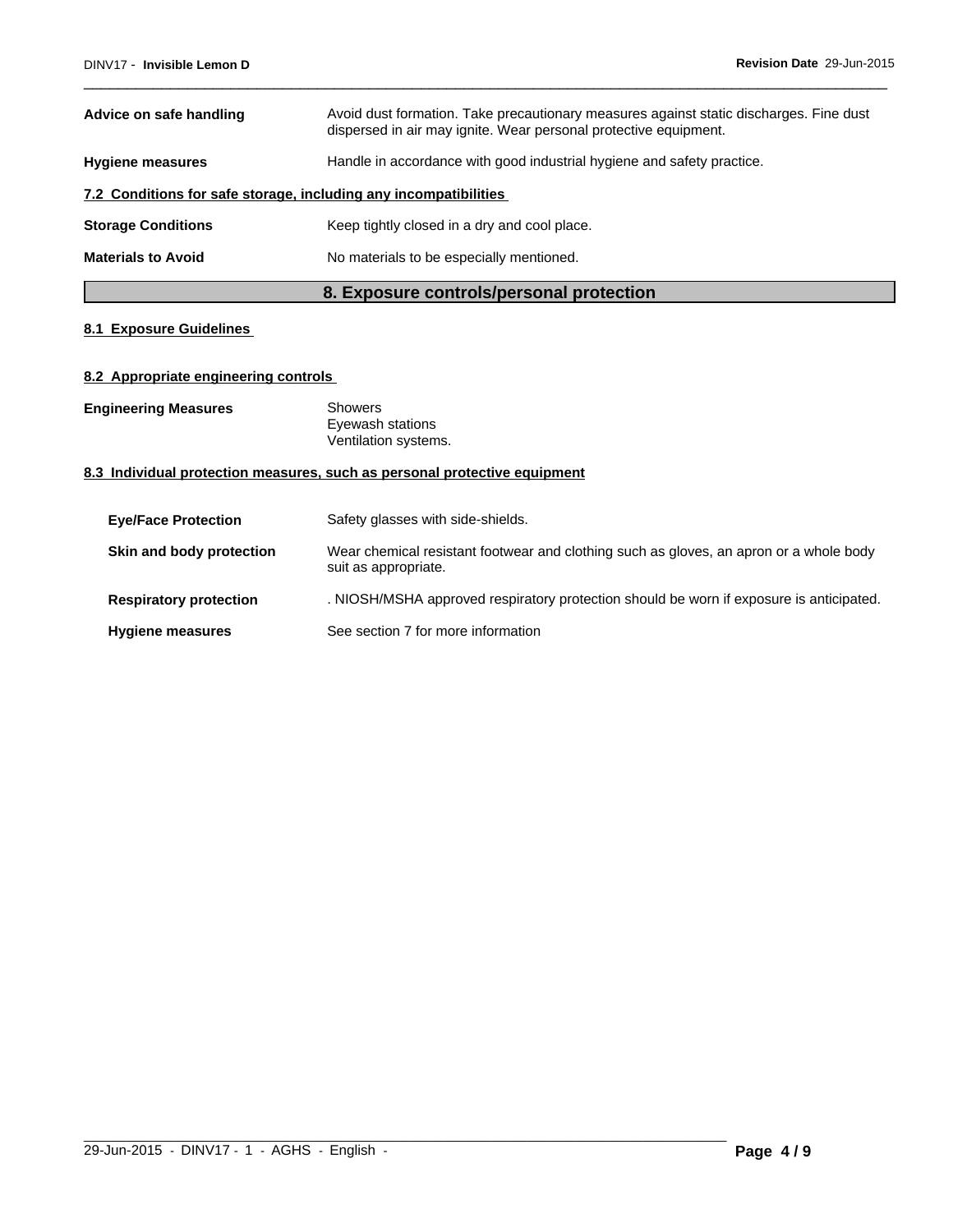**Advice on safe handling** — Avoid dust formation. Take precautionary measures against static discharges. Fine dust dispersed in air may ignite. Wear personal protective equipment.

**Hygiene measures** — Handle in accordance with good industrial hygiene and safety practice.

### 7.2 Conditions for safe storage, including any incompatibilities

**Storage Conditions** — Keep tightly closed in a dry and cool place.

**Materials to Avoid** — No materials to be especially mentioned.

## 8. Exposure controls/personal protection

### 8.1 Exposure Guidelines

### 8.2 Appropriate engineering controls

**Engineering Measures** — Showers
Eyewash stations
Ventilation systems.

### 8.3 Individual protection measures, such as personal protective equipment

**Eye/Face Protection** — Safety glasses with side-shields.

**Skin and body protection** — Wear chemical resistant footwear and clothing such as gloves, an apron or a whole body suit as appropriate.

**Respiratory protection** — . NIOSH/MSHA approved respiratory protection should be worn if exposure is anticipated.

**Hygiene measures** — See section 7 for more information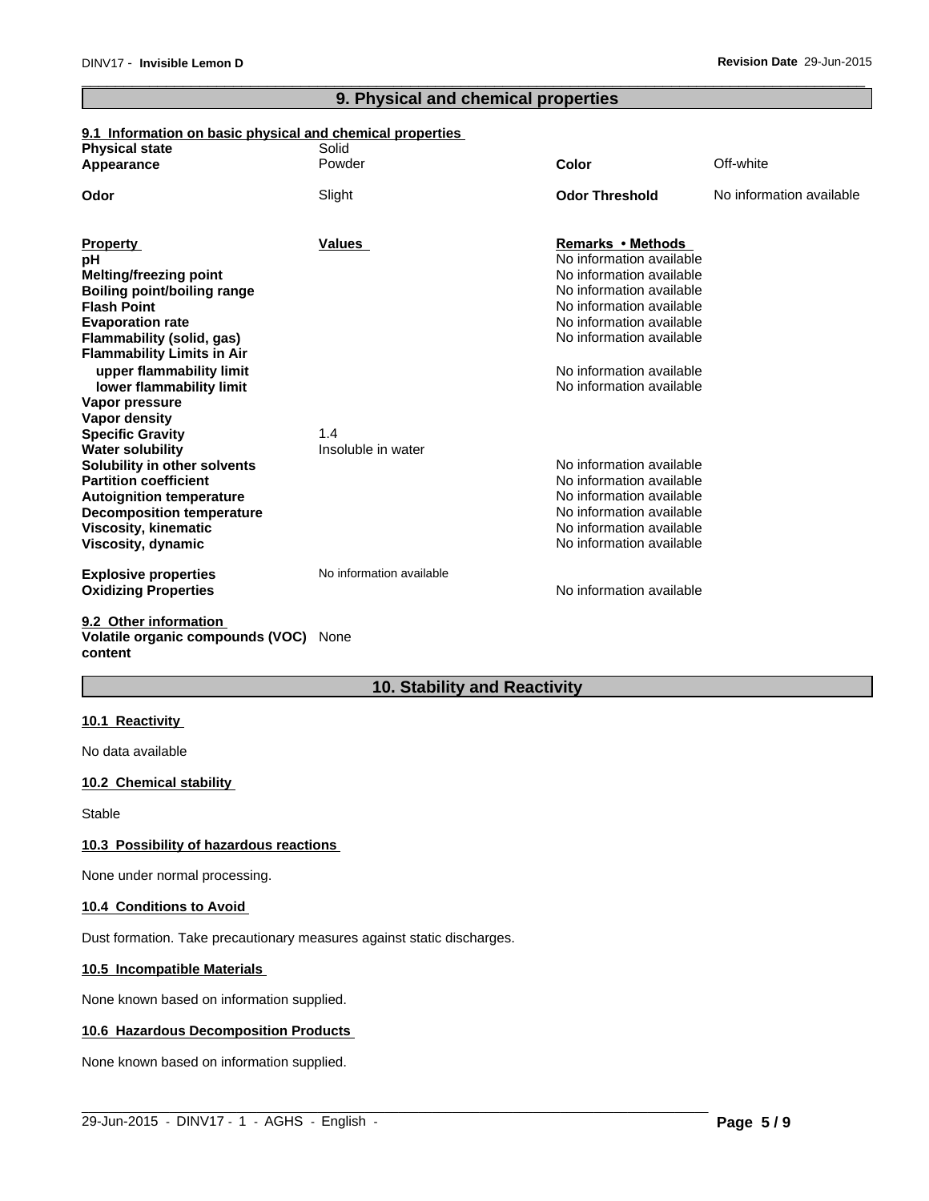## 9. Physical and chemical properties

**9.1 Information on basic physical and chemical properties**

| | | | |
|---|---|---|---|
| **Physical state** | Solid | | |
| **Appearance** | Powder | **Color** | Off-white |
| **Odor** | Slight | **Odor Threshold** | No information available |

| **Property** | **Values** | **Remarks • Methods** |
|---|---|---|
| **pH** | | No information available |
| **Melting/freezing point** | | No information available |
| **Boiling point/boiling range** | | No information available |
| **Flash Point** | | No information available |
| **Evaporation rate** | | No information available |
| **Flammability (solid, gas)** | | No information available |
| **Flammability Limits in Air** | | |
| **upper flammability limit** | | No information available |
| **lower flammability limit** | | No information available |
| **Vapor pressure** | | |
| **Vapor density** | | |
| **Specific Gravity** | 1.4 | |
| **Water solubility** | Insoluble in water | |
| **Solubility in other solvents** | | No information available |
| **Partition coefficient** | | No information available |
| **Autoignition temperature** | | No information available |
| **Decomposition temperature** | | No information available |
| **Viscosity, kinematic** | | No information available |
| **Viscosity, dynamic** | | No information available |
| **Explosive properties** | No information available | |
| **Oxidizing Properties** | | No information available |

**9.2 Other information**

**Volatile organic compounds (VOC) content** None

## 10. Stability and Reactivity

**10.1 Reactivity**

No data available

**10.2 Chemical stability**

Stable

**10.3 Possibility of hazardous reactions**

None under normal processing.

**10.4 Conditions to Avoid**

Dust formation. Take precautionary measures against static discharges.

**10.5 Incompatible Materials**

None known based on information supplied.

**10.6 Hazardous Decomposition Products**

None known based on information supplied.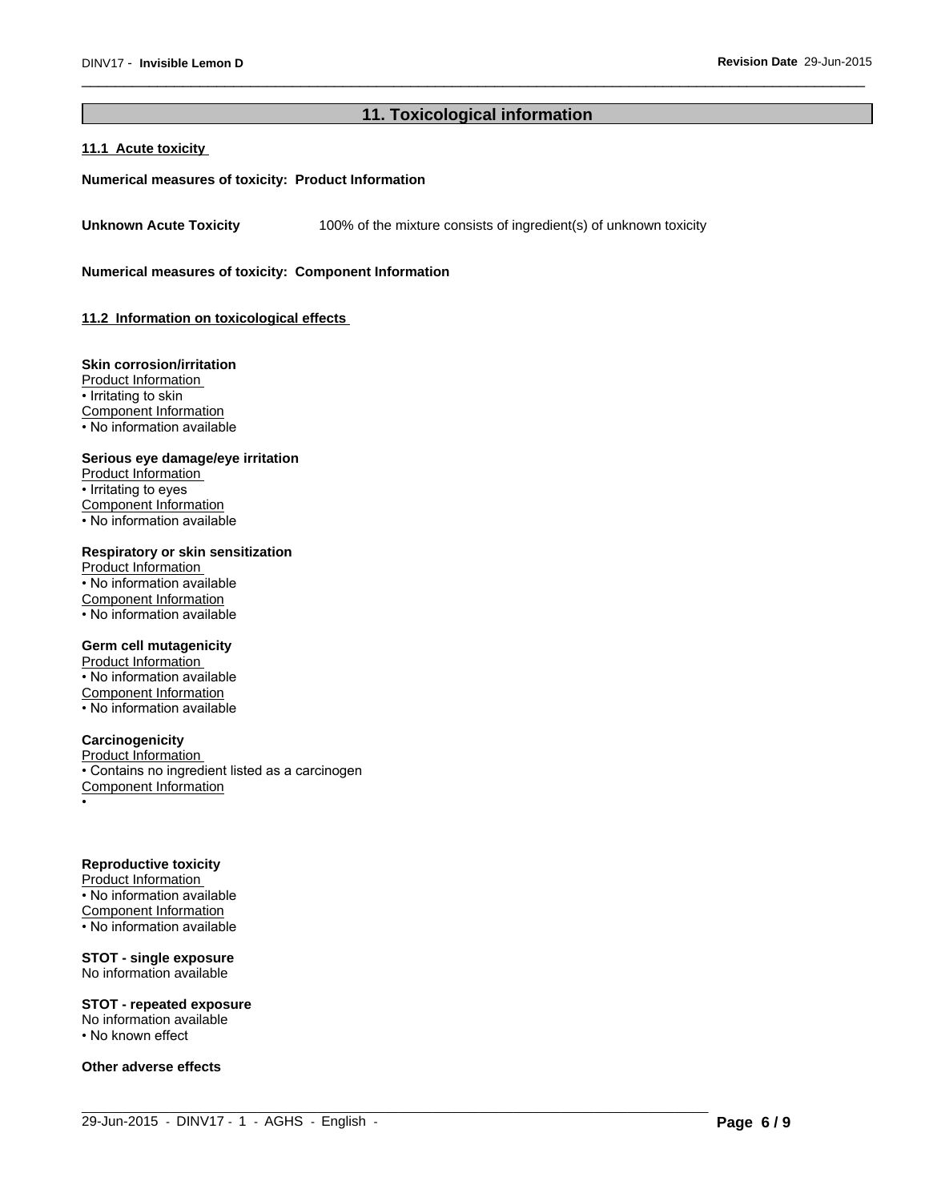## 11. Toxicological information

### 11.1 Acute toxicity

**Numerical measures of toxicity: Product Information**

**Unknown Acute Toxicity** 100% of the mixture consists of ingredient(s) of unknown toxicity

**Numerical measures of toxicity: Component Information**

### 11.2 Information on toxicological effects

**Skin corrosion/irritation**
Product Information
• Irritating to skin
Component Information
• No information available

**Serious eye damage/eye irritation**
Product Information
• Irritating to eyes
Component Information
• No information available

**Respiratory or skin sensitization**
Product Information
• No information available
Component Information
• No information available

**Germ cell mutagenicity**
Product Information
• No information available
Component Information
• No information available

**Carcinogenicity**
Product Information
• Contains no ingredient listed as a carcinogen
Component Information
•

**Reproductive toxicity**
Product Information
• No information available
Component Information
• No information available

**STOT - single exposure**
No information available

**STOT - repeated exposure**
No information available
• No known effect

**Other adverse effects**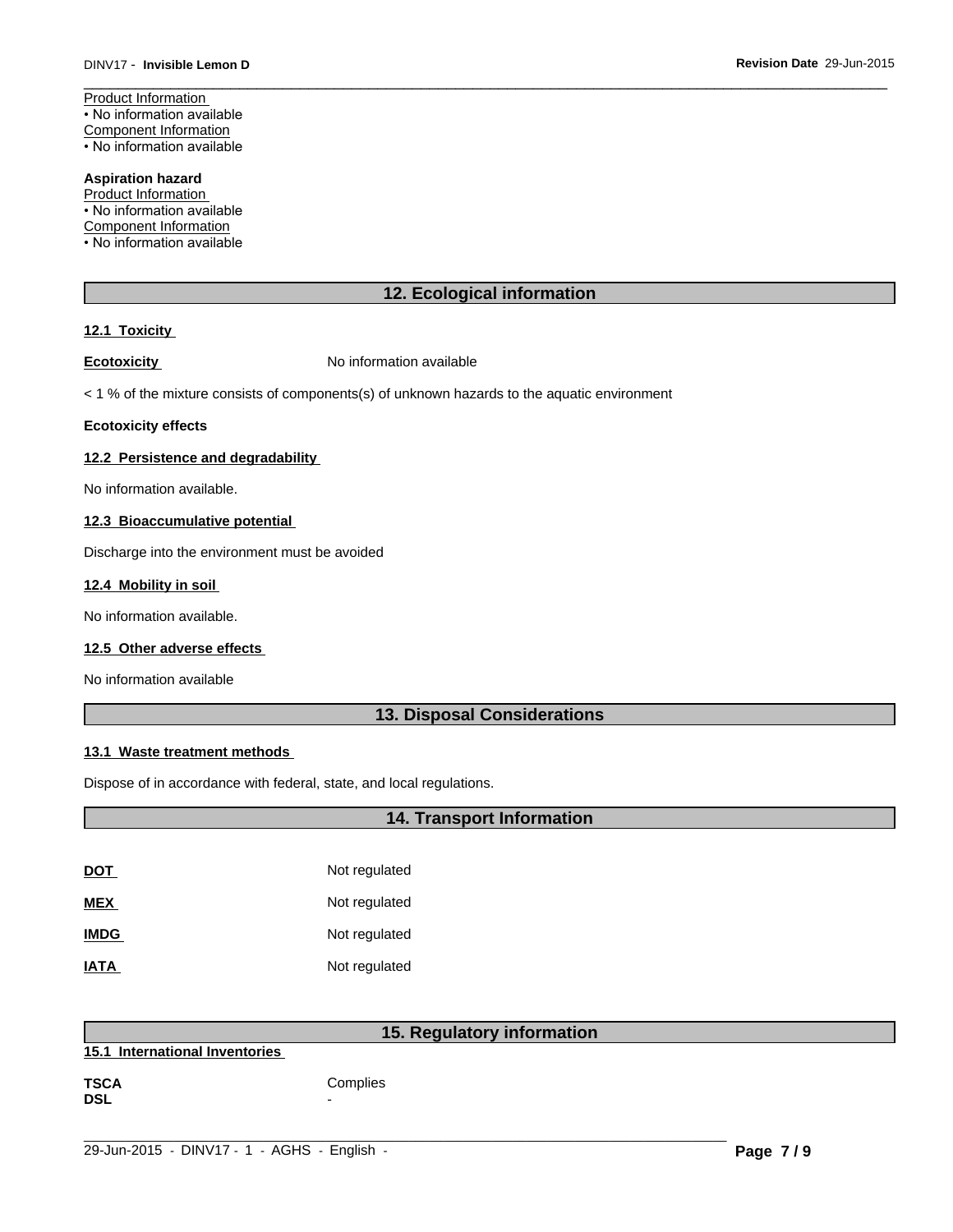Product Information
• No information available
Component Information
• No information available

**Aspiration hazard**
Product Information
• No information available
Component Information
• No information available

## 12. Ecological information

### 12.1 Toxicity

**Ecotoxicity** No information available

< 1 % of the mixture consists of components(s) of unknown hazards to the aquatic environment

**Ecotoxicity effects**

### 12.2 Persistence and degradability

No information available.

### 12.3 Bioaccumulative potential

Discharge into the environment must be avoided

### 12.4 Mobility in soil

No information available.

### 12.5 Other adverse effects

No information available

## 13. Disposal Considerations

### 13.1 Waste treatment methods

Dispose of in accordance with federal, state, and local regulations.

## 14. Transport Information

| | |
|---|---|
| **DOT** | Not regulated |
| **MEX** | Not regulated |
| **IMDG** | Not regulated |
| **IATA** | Not regulated |

## 15. Regulatory information

### 15.1 International Inventories

| | |
|---|---|
| **TSCA** | Complies |
| **DSL** | - |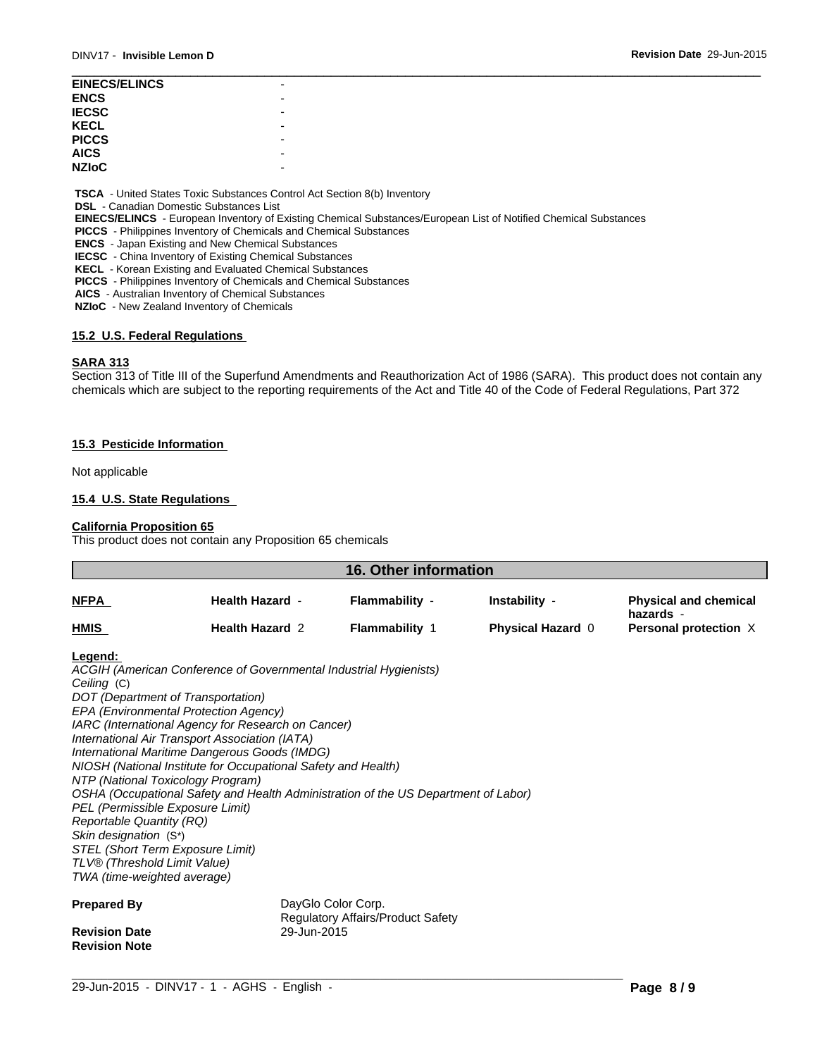| | |
|---|---|
| **EINECS/ELINCS** | - |
| **ENCS** | - |
| **IECSC** | - |
| **KECL** | - |
| **PICCS** | - |
| **AICS** | - |
| **NZIoC** | - |

**TSCA** - United States Toxic Substances Control Act Section 8(b) Inventory
**DSL** - Canadian Domestic Substances List
**EINECS/ELINCS** - European Inventory of Existing Chemical Substances/European List of Notified Chemical Substances
**PICCS** - Philippines Inventory of Chemicals and Chemical Substances
**ENCS** - Japan Existing and New Chemical Substances
**IECSC** - China Inventory of Existing Chemical Substances
**KECL** - Korean Existing and Evaluated Chemical Substances
**PICCS** - Philippines Inventory of Chemicals and Chemical Substances
**AICS** - Australian Inventory of Chemical Substances
**NZIoC** - New Zealand Inventory of Chemicals

### 15.2 U.S. Federal Regulations

**SARA 313**

Section 313 of Title III of the Superfund Amendments and Reauthorization Act of 1986 (SARA). This product does not contain any chemicals which are subject to the reporting requirements of the Act and Title 40 of the Code of Federal Regulations, Part 372

### 15.3 Pesticide Information

Not applicable

### 15.4 U.S. State Regulations

**California Proposition 65**

This product does not contain any Proposition 65 chemicals

## 16. Other information

| | | | | |
|---|---|---|---|---|
| **NFPA** | **Health Hazard** - | **Flammability** - | **Instability** - | **Physical and chemical hazards** - |
| **HMIS** | **Health Hazard** 2 | **Flammability** 1 | **Physical Hazard** 0 | **Personal protection** X |

**Legend:**

*ACGIH (American Conference of Governmental Industrial Hygienists)*
*Ceiling* (C)
*DOT (Department of Transportation)*
*EPA (Environmental Protection Agency)*
*IARC (International Agency for Research on Cancer)*
*International Air Transport Association (IATA)*
*International Maritime Dangerous Goods (IMDG)*
*NIOSH (National Institute for Occupational Safety and Health)*
*NTP (National Toxicology Program)*
*OSHA (Occupational Safety and Health Administration of the US Department of Labor)*
*PEL (Permissible Exposure Limit)*
*Reportable Quantity (RQ)*
*Skin designation* (S*)
*STEL (Short Term Exposure Limit)*
*TLV® (Threshold Limit Value)*
*TWA (time-weighted average)*

**Prepared By** DayGlo Color Corp.
Regulatory Affairs/Product Safety

**Revision Date** 29-Jun-2015

**Revision Note**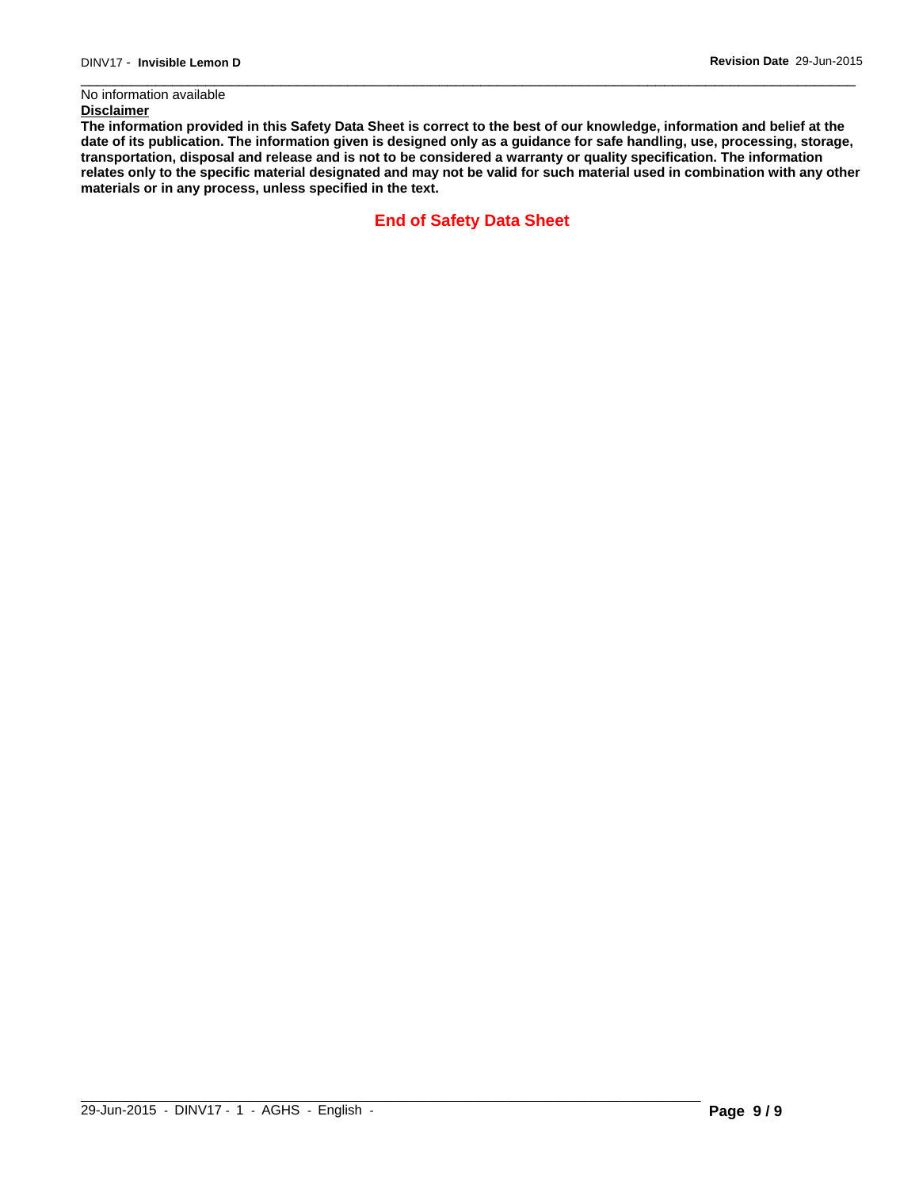No information available

**Disclaimer**

**The information provided in this Safety Data Sheet is correct to the best of our knowledge, information and belief at the date of its publication. The information given is designed only as a guidance for safe handling, use, processing, storage, transportation, disposal and release and is not to be considered a warranty or quality specification. The information relates only to the specific material designated and may not be valid for such material used in combination with any other materials or in any process, unless specified in the text.**

**End of Safety Data Sheet**